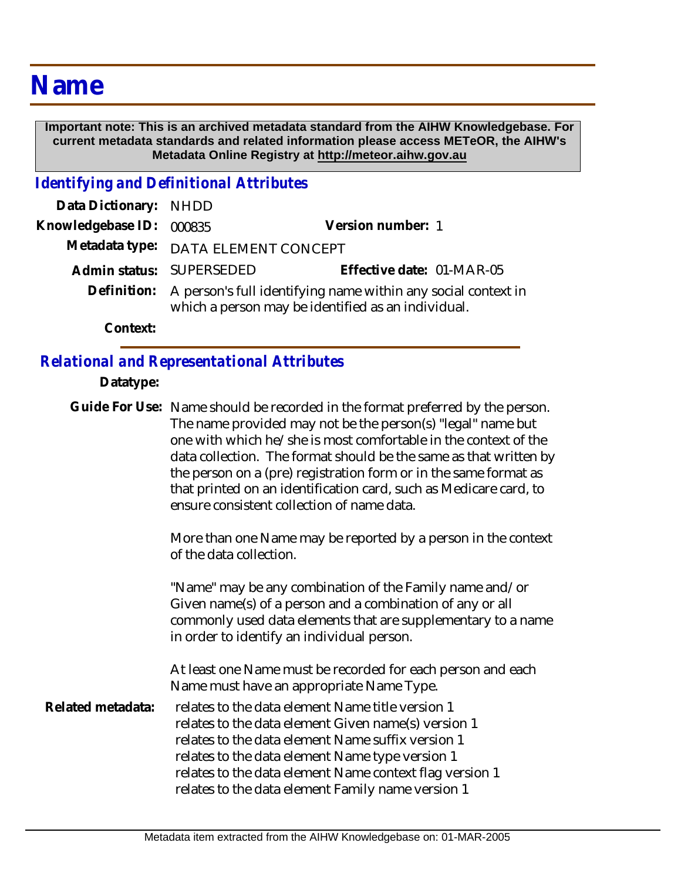# Name

**Important note: This is an archived metadata standard from the AIHW Knowledgebase. For current metadata standards and related information please access METeOR, the AIHW's Metadata Online Registry at http://meteor.aihw.gov.au**

## *Identifying and Definitional Attributes*

**Data Dictionary:** NHDD

**Knowledgebase ID:** 000835 **Version number:** 1

**Metadata type:** DATA ELEMENT CONCEPT

**Admin status:** SUPERSEDED **Effective date:** 01-MAR-05

**Definition:** A person's full identifying name within any social context in which a person may be identified as an individual.

**Context:**

## *Relational and Representational Attributes*

**Datatype:**

**Guide For Use:** Name should be recorded in the format preferred by the person. The name provided may not be the person(s) "legal" name but one with which he/she is most comfortable in the context of the data collection. The format should be the same as that written by the person on a (pre) registration form or in the same format as that printed on an identification card, such as Medicare card, to ensure consistent collection of name data.

More than one Name may be reported by a person in the context of the data collection.

"Name" may be any combination of the Family name and/or Given name(s) of a person and a combination of any or all commonly used data elements that are supplementary to a name in order to identify an individual person.

At least one Name must be recorded for each person and each Name must have an appropriate Name Type.

**Related metadata:**
relates to the data element Name title version 1
relates to the data element Given name(s) version 1
relates to the data element Name suffix version 1
relates to the data element Name type version 1
relates to the data element Name context flag version 1
relates to the data element Family name version 1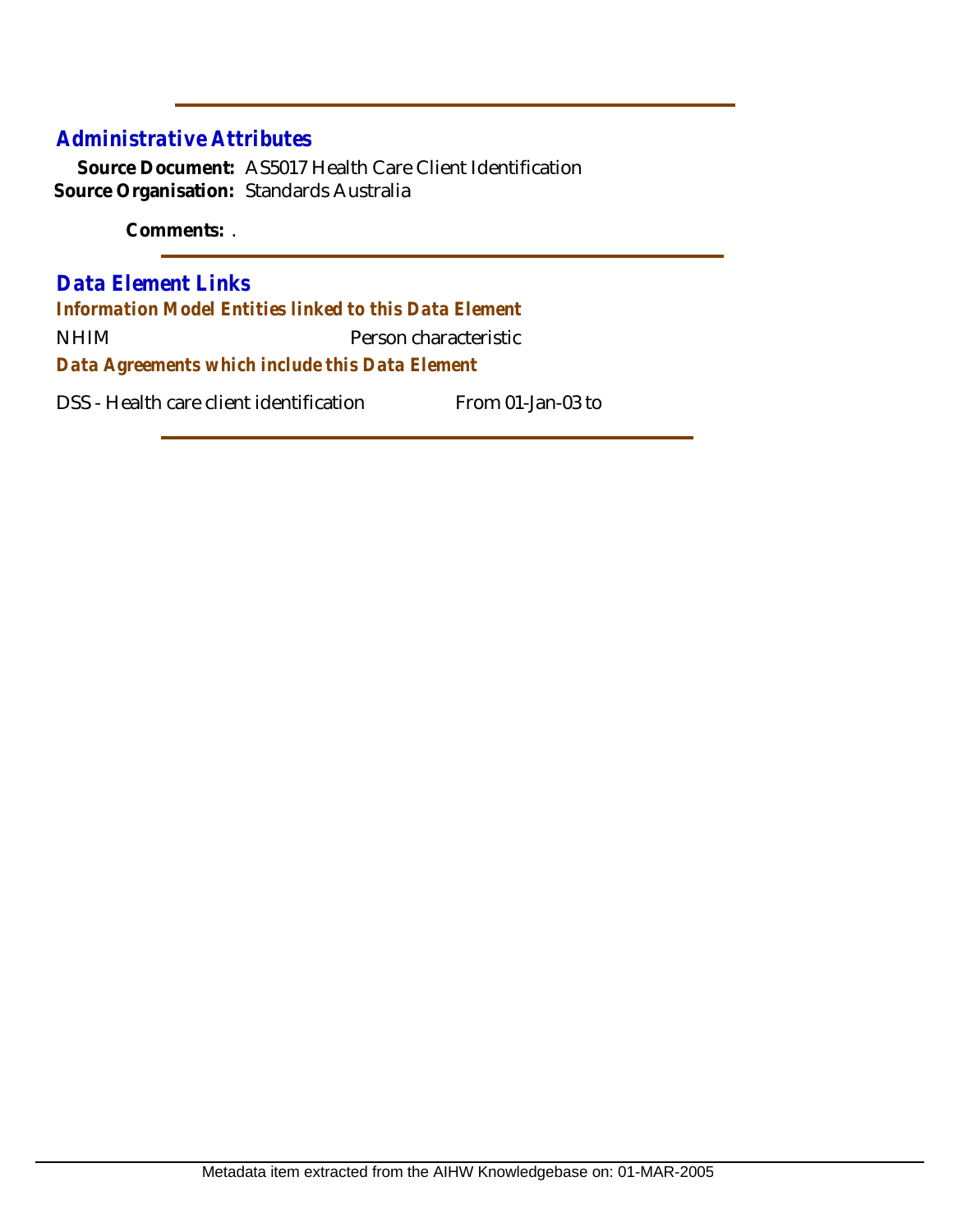## Administrative Attributes

**Source Document:** AS5017 Health Care Client Identification
**Source Organisation:** Standards Australia

**Comments:** .

## Data Element Links

### Information Model Entities linked to this Data Element

| | |
|---|---|
| NHIM | Person characteristic |

### Data Agreements which include this Data Element

| | |
|---|---|
| DSS - Health care client identification | From 01-Jan-03 to |

Metadata item extracted from the AIHW Knowledgebase on: 01-MAR-2005